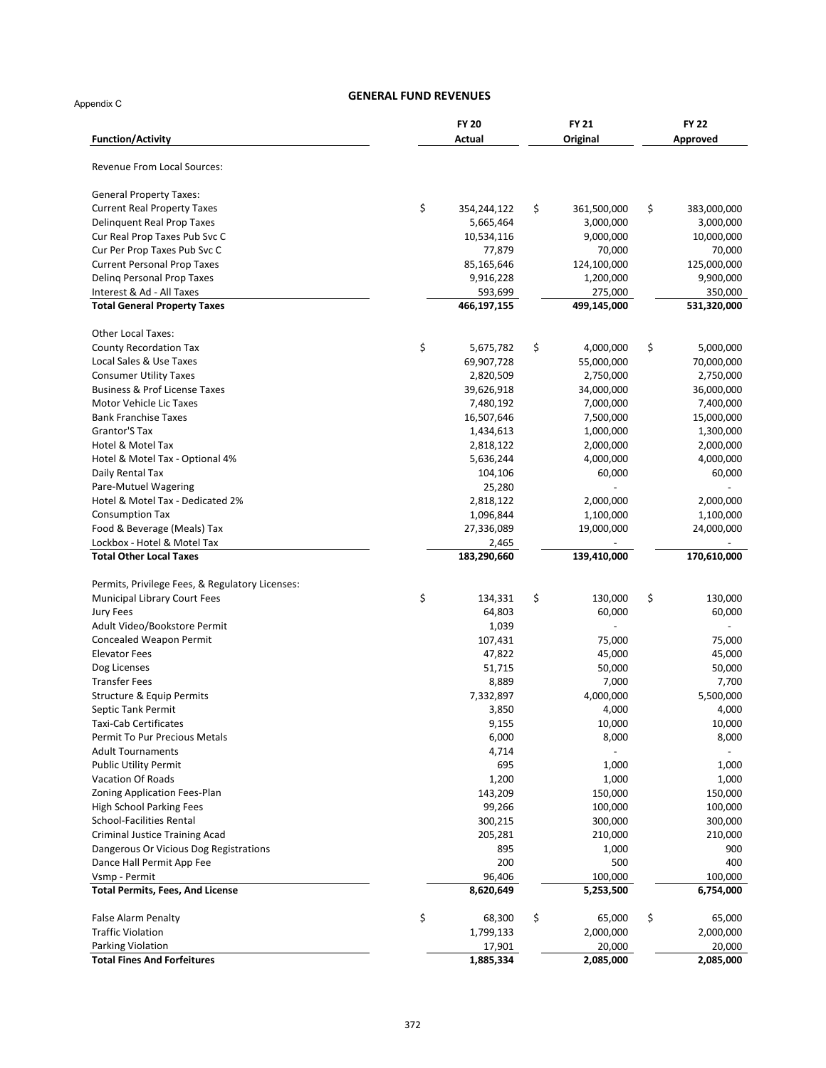Appendix C

# GENERAL FUND REVENUES

| Function/Activity | FY 20 Actual | FY 21 Original | FY 22 Approved |
|---|---|---|---|
| Revenue From Local Sources: | | | |
| General Property Taxes: | | | |
| Current Real Property Taxes | $ 354,244,122 | $ 361,500,000 | $ 383,000,000 |
| Delinquent Real Prop Taxes | 5,665,464 | 3,000,000 | 3,000,000 |
| Cur Real Prop Taxes Pub Svc C | 10,534,116 | 9,000,000 | 10,000,000 |
| Cur Per Prop Taxes Pub Svc C | 77,879 | 70,000 | 70,000 |
| Current Personal Prop Taxes | 85,165,646 | 124,100,000 | 125,000,000 |
| Delinq Personal Prop Taxes | 9,916,228 | 1,200,000 | 9,900,000 |
| Interest & Ad - All Taxes | 593,699 | 275,000 | 350,000 |
| **Total General Property Taxes** | **466,197,155** | **499,145,000** | **531,320,000** |
| Other Local Taxes: | | | |
| County Recordation Tax | $ 5,675,782 | $ 4,000,000 | $ 5,000,000 |
| Local Sales & Use Taxes | 69,907,728 | 55,000,000 | 70,000,000 |
| Consumer Utility Taxes | 2,820,509 | 2,750,000 | 2,750,000 |
| Business & Prof License Taxes | 39,626,918 | 34,000,000 | 36,000,000 |
| Motor Vehicle Lic Taxes | 7,480,192 | 7,000,000 | 7,400,000 |
| Bank Franchise Taxes | 16,507,646 | 7,500,000 | 15,000,000 |
| Grantor'S Tax | 1,434,613 | 1,000,000 | 1,300,000 |
| Hotel & Motel Tax | 2,818,122 | 2,000,000 | 2,000,000 |
| Hotel & Motel Tax - Optional 4% | 5,636,244 | 4,000,000 | 4,000,000 |
| Daily Rental Tax | 104,106 | 60,000 | 60,000 |
| Pare-Mutuel Wagering | 25,280 | - | - |
| Hotel & Motel Tax - Dedicated 2% | 2,818,122 | 2,000,000 | 2,000,000 |
| Consumption Tax | 1,096,844 | 1,100,000 | 1,100,000 |
| Food & Beverage (Meals) Tax | 27,336,089 | 19,000,000 | 24,000,000 |
| Lockbox - Hotel & Motel Tax | 2,465 | - | - |
| **Total Other Local Taxes** | **183,290,660** | **139,410,000** | **170,610,000** |
| Permits, Privilege Fees, & Regulatory Licenses: | | | |
| Municipal Library Court Fees | $ 134,331 | $ 130,000 | $ 130,000 |
| Jury Fees | 64,803 | 60,000 | 60,000 |
| Adult Video/Bookstore Permit | 1,039 | - | - |
| Concealed Weapon Permit | 107,431 | 75,000 | 75,000 |
| Elevator Fees | 47,822 | 45,000 | 45,000 |
| Dog Licenses | 51,715 | 50,000 | 50,000 |
| Transfer Fees | 8,889 | 7,000 | 7,700 |
| Structure & Equip Permits | 7,332,897 | 4,000,000 | 5,500,000 |
| Septic Tank Permit | 3,850 | 4,000 | 4,000 |
| Taxi-Cab Certificates | 9,155 | 10,000 | 10,000 |
| Permit To Pur Precious Metals | 6,000 | 8,000 | 8,000 |
| Adult Tournaments | 4,714 | - | - |
| Public Utility Permit | 695 | 1,000 | 1,000 |
| Vacation Of Roads | 1,200 | 1,000 | 1,000 |
| Zoning Application Fees-Plan | 143,209 | 150,000 | 150,000 |
| High School Parking Fees | 99,266 | 100,000 | 100,000 |
| School-Facilities Rental | 300,215 | 300,000 | 300,000 |
| Criminal Justice Training Acad | 205,281 | 210,000 | 210,000 |
| Dangerous Or Vicious Dog Registrations | 895 | 1,000 | 900 |
| Dance Hall Permit App Fee | 200 | 500 | 400 |
| Vsmp - Permit | 96,406 | 100,000 | 100,000 |
| **Total Permits, Fees, And License** | **8,620,649** | **5,253,500** | **6,754,000** |
| False Alarm Penalty | $ 68,300 | $ 65,000 | $ 65,000 |
| Traffic Violation | 1,799,133 | 2,000,000 | 2,000,000 |
| Parking Violation | 17,901 | 20,000 | 20,000 |
| **Total Fines And Forfeitures** | **1,885,334** | **2,085,000** | **2,085,000** |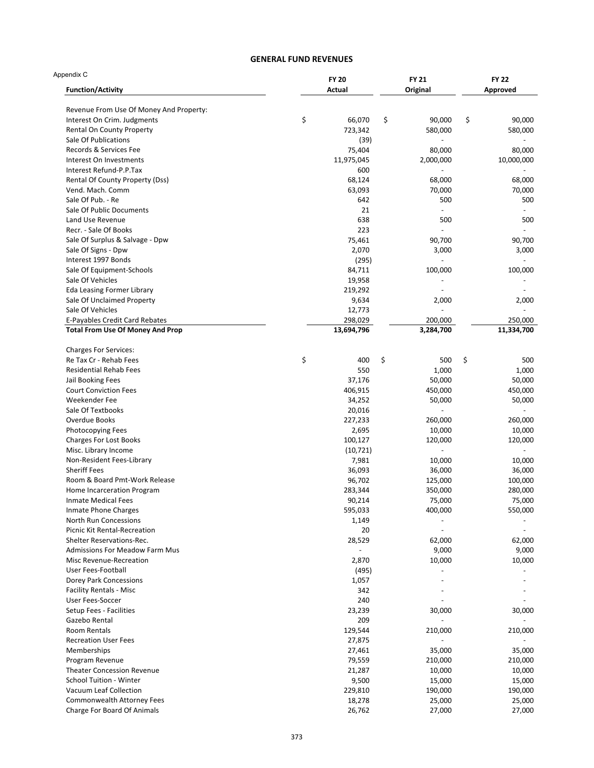## GENERAL FUND REVENUES

Appendix C

| Function/Activity | FY 20 Actual | FY 21 Original | FY 22 Approved |
|---|---|---|---|
| Revenue From Use Of Money And Property: | | | |
| Interest On Crim. Judgments | $ 66,070 | $ 90,000 | $ 90,000 |
| Rental On County Property | 723,342 | 580,000 | 580,000 |
| Sale Of Publications | (39) | - | - |
| Records & Services Fee | 75,404 | 80,000 | 80,000 |
| Interest On Investments | 11,975,045 | 2,000,000 | 10,000,000 |
| Interest Refund-P.P.Tax | 600 | - | - |
| Rental Of County Property (Dss) | 68,124 | 68,000 | 68,000 |
| Vend. Mach. Comm | 63,093 | 70,000 | 70,000 |
| Sale Of Pub. - Re | 642 | 500 | 500 |
| Sale Of Public Documents | 21 | - | - |
| Land Use Revenue | 638 | 500 | 500 |
| Recr. - Sale Of Books | 223 | - | - |
| Sale Of Surplus & Salvage - Dpw | 75,461 | 90,700 | 90,700 |
| Sale Of Signs - Dpw | 2,070 | 3,000 | 3,000 |
| Interest 1997 Bonds | (295) | - | - |
| Sale Of Equipment-Schools | 84,711 | 100,000 | 100,000 |
| Sale Of Vehicles | 19,958 | - | - |
| Eda Leasing Former Library | 219,292 | - | - |
| Sale Of Unclaimed Property | 9,634 | 2,000 | 2,000 |
| Sale Of Vehicles | 12,773 | - | - |
| E-Payables Credit Card Rebates | 298,029 | 200,000 | 250,000 |
| **Total From Use Of Money And Prop** | **13,694,796** | **3,284,700** | **11,334,700** |
| | | | |
| Charges For Services: | | | |
| Re Tax Cr - Rehab Fees | $ 400 | $ 500 | $ 500 |
| Residential Rehab Fees | 550 | 1,000 | 1,000 |
| Jail Booking Fees | 37,176 | 50,000 | 50,000 |
| Court Conviction Fees | 406,915 | 450,000 | 450,000 |
| Weekender Fee | 34,252 | 50,000 | 50,000 |
| Sale Of Textbooks | 20,016 | - | - |
| Overdue Books | 227,233 | 260,000 | 260,000 |
| Photocopying Fees | 2,695 | 10,000 | 10,000 |
| Charges For Lost Books | 100,127 | 120,000 | 120,000 |
| Misc. Library Income | (10,721) | - | - |
| Non-Resident Fees-Library | 7,981 | 10,000 | 10,000 |
| Sheriff Fees | 36,093 | 36,000 | 36,000 |
| Room & Board Pmt-Work Release | 96,702 | 125,000 | 100,000 |
| Home Incarceration Program | 283,344 | 350,000 | 280,000 |
| Inmate Medical Fees | 90,214 | 75,000 | 75,000 |
| Inmate Phone Charges | 595,033 | 400,000 | 550,000 |
| North Run Concessions | 1,149 | - | - |
| Picnic Kit Rental-Recreation | 20 | - | - |
| Shelter Reservations-Rec. | 28,529 | 62,000 | 62,000 |
| Admissions For Meadow Farm Mus | - | 9,000 | 9,000 |
| Misc Revenue-Recreation | 2,870 | 10,000 | 10,000 |
| User Fees-Football | (495) | - | - |
| Dorey Park Concessions | 1,057 | - | - |
| Facility Rentals - Misc | 342 | - | - |
| User Fees-Soccer | 240 | - | - |
| Setup Fees - Facilities | 23,239 | 30,000 | 30,000 |
| Gazebo Rental | 209 | - | - |
| Room Rentals | 129,544 | 210,000 | 210,000 |
| Recreation User Fees | 27,875 | - | - |
| Memberships | 27,461 | 35,000 | 35,000 |
| Program Revenue | 79,559 | 210,000 | 210,000 |
| Theater Concession Revenue | 21,287 | 10,000 | 10,000 |
| School Tuition - Winter | 9,500 | 15,000 | 15,000 |
| Vacuum Leaf Collection | 229,810 | 190,000 | 190,000 |
| Commonwealth Attorney Fees | 18,278 | 25,000 | 25,000 |
| Charge For Board Of Animals | 26,762 | 27,000 | 27,000 |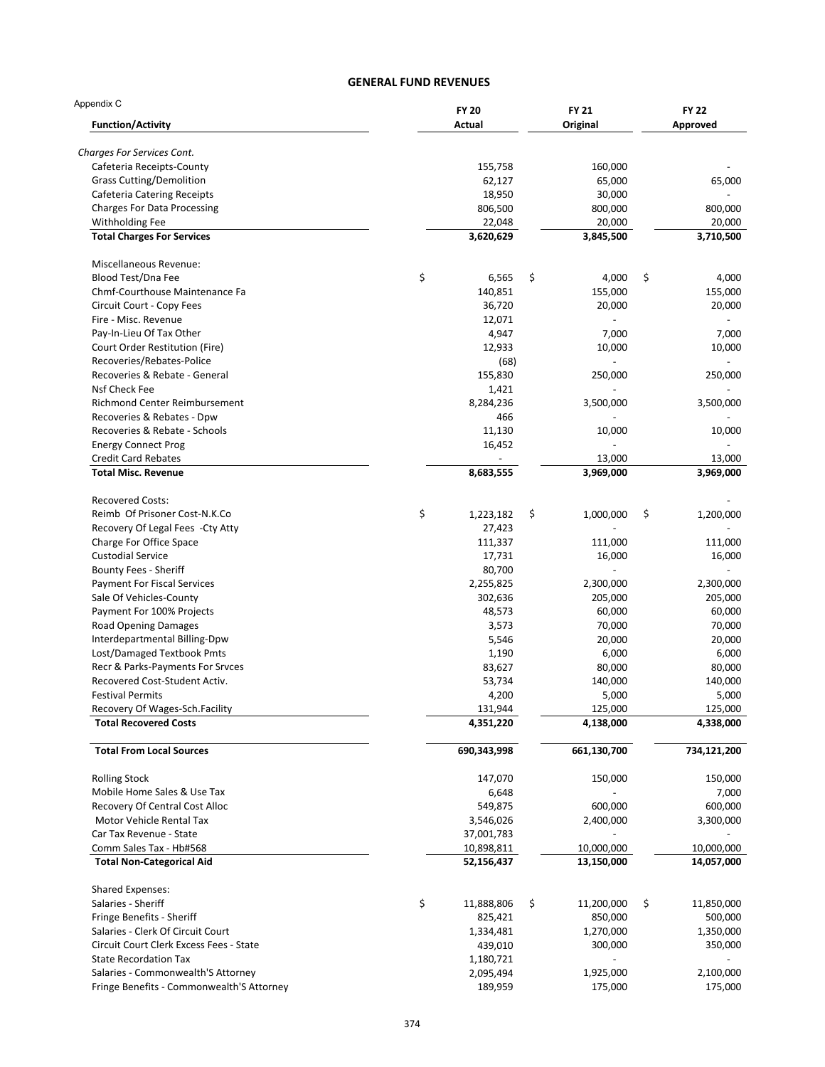## GENERAL FUND REVENUES

Appendix C

| Function/Activity | FY 20 Actual | FY 21 Original | FY 22 Approved |
|---|---|---|---|
| *Charges For Services Cont.* | | | |
| Cafeteria Receipts-County | 155,758 | 160,000 | - |
| Grass Cutting/Demolition | 62,127 | 65,000 | 65,000 |
| Cafeteria Catering Receipts | 18,950 | 30,000 | - |
| Charges For Data Processing | 806,500 | 800,000 | 800,000 |
| Withholding Fee | 22,048 | 20,000 | 20,000 |
| **Total Charges For Services** | **3,620,629** | **3,845,500** | **3,710,500** |
| | | | |
| Miscellaneous Revenue: | | | |
| Blood Test/Dna Fee | $ 6,565 | $ 4,000 | $ 4,000 |
| Chmf-Courthouse Maintenance Fa | 140,851 | 155,000 | 155,000 |
| Circuit Court - Copy Fees | 36,720 | 20,000 | 20,000 |
| Fire - Misc. Revenue | 12,071 | - | - |
| Pay-In-Lieu Of Tax Other | 4,947 | 7,000 | 7,000 |
| Court Order Restitution (Fire) | 12,933 | 10,000 | 10,000 |
| Recoveries/Rebates-Police | (68) | - | - |
| Recoveries & Rebate - General | 155,830 | 250,000 | 250,000 |
| Nsf Check Fee | 1,421 | - | - |
| Richmond Center Reimbursement | 8,284,236 | 3,500,000 | 3,500,000 |
| Recoveries & Rebates - Dpw | 466 | - | - |
| Recoveries & Rebate - Schools | 11,130 | 10,000 | 10,000 |
| Energy Connect Prog | 16,452 | - | - |
| Credit Card Rebates | - | 13,000 | 13,000 |
| **Total Misc. Revenue** | **8,683,555** | **3,969,000** | **3,969,000** |
| | | | |
| Recovered Costs: | | | - |
| Reimb Of Prisoner Cost-N.K.Co | $ 1,223,182 | $ 1,000,000 | $ 1,200,000 |
| Recovery Of Legal Fees -Cty Atty | 27,423 | - | - |
| Charge For Office Space | 111,337 | 111,000 | 111,000 |
| Custodial Service | 17,731 | 16,000 | 16,000 |
| Bounty Fees - Sheriff | 80,700 | - | - |
| Payment For Fiscal Services | 2,255,825 | 2,300,000 | 2,300,000 |
| Sale Of Vehicles-County | 302,636 | 205,000 | 205,000 |
| Payment For 100% Projects | 48,573 | 60,000 | 60,000 |
| Road Opening Damages | 3,573 | 70,000 | 70,000 |
| Interdepartmental Billing-Dpw | 5,546 | 20,000 | 20,000 |
| Lost/Damaged Textbook Pmts | 1,190 | 6,000 | 6,000 |
| Recr & Parks-Payments For Srvces | 83,627 | 80,000 | 80,000 |
| Recovered Cost-Student Activ. | 53,734 | 140,000 | 140,000 |
| Festival Permits | 4,200 | 5,000 | 5,000 |
| Recovery Of Wages-Sch.Facility | 131,944 | 125,000 | 125,000 |
| **Total Recovered Costs** | **4,351,220** | **4,138,000** | **4,338,000** |
| | | | |
| **Total From Local Sources** | **690,343,998** | **661,130,700** | **734,121,200** |
| | | | |
| Rolling Stock | 147,070 | 150,000 | 150,000 |
| Mobile Home Sales & Use Tax | 6,648 | - | 7,000 |
| Recovery Of Central Cost Alloc | 549,875 | 600,000 | 600,000 |
| Motor Vehicle Rental Tax | 3,546,026 | 2,400,000 | 3,300,000 |
| Car Tax Revenue - State | 37,001,783 | - | - |
| Comm Sales Tax - Hb#568 | 10,898,811 | 10,000,000 | 10,000,000 |
| **Total Non-Categorical Aid** | **52,156,437** | **13,150,000** | **14,057,000** |
| | | | |
| Shared Expenses: | | | |
| Salaries - Sheriff | $ 11,888,806 | $ 11,200,000 | $ 11,850,000 |
| Fringe Benefits - Sheriff | 825,421 | 850,000 | 500,000 |
| Salaries - Clerk Of Circuit Court | 1,334,481 | 1,270,000 | 1,350,000 |
| Circuit Court Clerk Excess Fees - State | 439,010 | 300,000 | 350,000 |
| State Recordation Tax | 1,180,721 | - | - |
| Salaries - Commonwealth'S Attorney | 2,095,494 | 1,925,000 | 2,100,000 |
| Fringe Benefits - Commonwealth'S Attorney | 189,959 | 175,000 | 175,000 |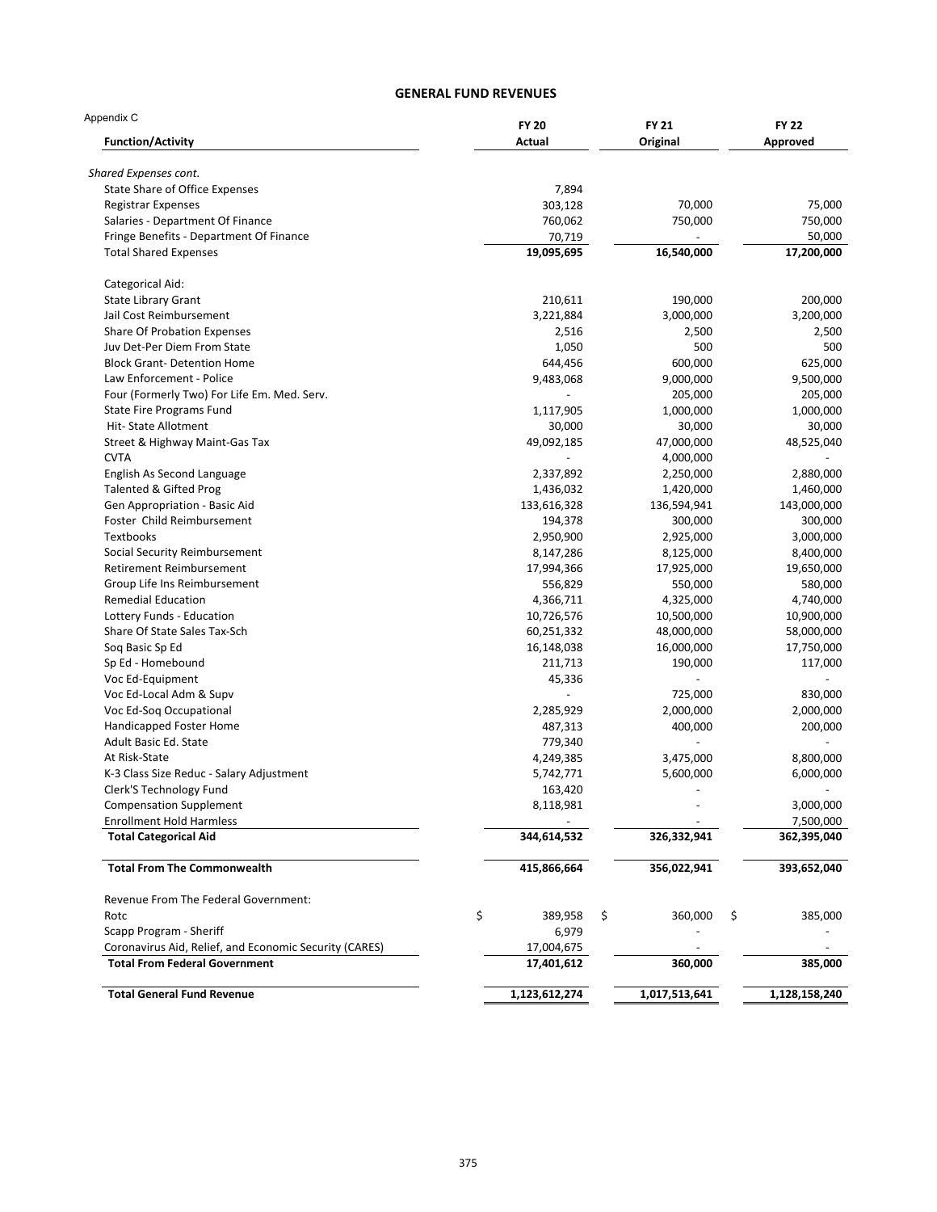## GENERAL FUND REVENUES

Appendix C

| Function/Activity | FY 20 Actual | FY 21 Original | FY 22 Approved |
|---|---|---|---|
| *Shared Expenses cont.* | | | |
| State Share of Office Expenses | 7,894 | | |
| Registrar Expenses | 303,128 | 70,000 | 75,000 |
| Salaries - Department Of Finance | 760,062 | 750,000 | 750,000 |
| Fringe Benefits - Department Of Finance | 70,719 | - | 50,000 |
| Total Shared Expenses | 19,095,695 | 16,540,000 | 17,200,000 |
| | | | |
| Categorical Aid: | | | |
| State Library Grant | 210,611 | 190,000 | 200,000 |
| Jail Cost Reimbursement | 3,221,884 | 3,000,000 | 3,200,000 |
| Share Of Probation Expenses | 2,516 | 2,500 | 2,500 |
| Juv Det-Per Diem From State | 1,050 | 500 | 500 |
| Block Grant- Detention Home | 644,456 | 600,000 | 625,000 |
| Law Enforcement - Police | 9,483,068 | 9,000,000 | 9,500,000 |
| Four (Formerly Two) For Life Em. Med. Serv. | - | 205,000 | 205,000 |
| State Fire Programs Fund | 1,117,905 | 1,000,000 | 1,000,000 |
| Hit- State Allotment | 30,000 | 30,000 | 30,000 |
| Street & Highway Maint-Gas Tax | 49,092,185 | 47,000,000 | 48,525,040 |
| CVTA | - | 4,000,000 | - |
| English As Second Language | 2,337,892 | 2,250,000 | 2,880,000 |
| Talented & Gifted Prog | 1,436,032 | 1,420,000 | 1,460,000 |
| Gen Appropriation - Basic Aid | 133,616,328 | 136,594,941 | 143,000,000 |
| Foster Child Reimbursement | 194,378 | 300,000 | 300,000 |
| Textbooks | 2,950,900 | 2,925,000 | 3,000,000 |
| Social Security Reimbursement | 8,147,286 | 8,125,000 | 8,400,000 |
| Retirement Reimbursement | 17,994,366 | 17,925,000 | 19,650,000 |
| Group Life Ins Reimbursement | 556,829 | 550,000 | 580,000 |
| Remedial Education | 4,366,711 | 4,325,000 | 4,740,000 |
| Lottery Funds - Education | 10,726,576 | 10,500,000 | 10,900,000 |
| Share Of State Sales Tax-Sch | 60,251,332 | 48,000,000 | 58,000,000 |
| Soq Basic Sp Ed | 16,148,038 | 16,000,000 | 17,750,000 |
| Sp Ed - Homebound | 211,713 | 190,000 | 117,000 |
| Voc Ed-Equipment | 45,336 | - | - |
| Voc Ed-Local Adm & Supv | - | 725,000 | 830,000 |
| Voc Ed-Soq Occupational | 2,285,929 | 2,000,000 | 2,000,000 |
| Handicapped Foster Home | 487,313 | 400,000 | 200,000 |
| Adult Basic Ed. State | 779,340 | - | - |
| At Risk-State | 4,249,385 | 3,475,000 | 8,800,000 |
| K-3 Class Size Reduc - Salary Adjustment | 5,742,771 | 5,600,000 | 6,000,000 |
| Clerk'S Technology Fund | 163,420 | - | - |
| Compensation Supplement | 8,118,981 | - | 3,000,000 |
| Enrollment Hold Harmless | - | - | 7,500,000 |
| **Total Categorical Aid** | **344,614,532** | **326,332,941** | **362,395,040** |
| | | | |
| **Total From The Commonwealth** | **415,866,664** | **356,022,941** | **393,652,040** |
| | | | |
| Revenue From The Federal Government: | | | |
| Rotc | $ 389,958 | $ 360,000 | $ 385,000 |
| Scapp Program - Sheriff | 6,979 | - | - |
| Coronavirus Aid, Relief, and Economic Security (CARES) | 17,004,675 | - | - |
| **Total From Federal Government** | **17,401,612** | **360,000** | **385,000** |
| | | | |
| **Total General Fund Revenue** | **1,123,612,274** | **1,017,513,641** | **1,128,158,240** |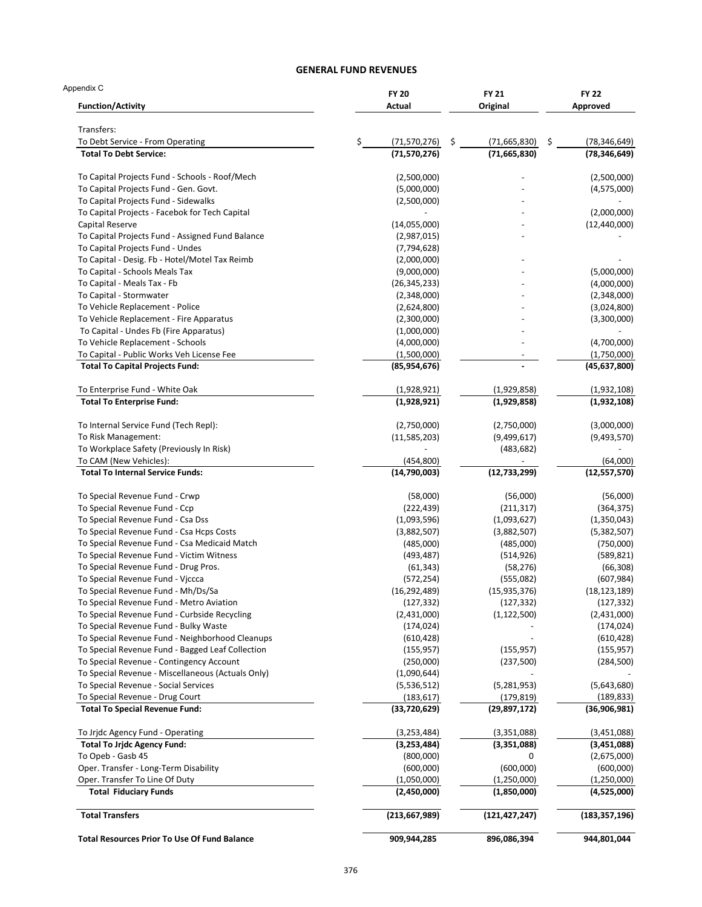## GENERAL FUND REVENUES

Appendix C

| Function/Activity | FY 20 Actual | FY 21 Original | FY 22 Approved |
|---|---|---|---|
| Transfers: | | | |
| To Debt Service - From Operating | $ (71,570,276) | $ (71,665,830) | $ (78,346,649) |
| **Total To Debt Service:** | **(71,570,276)** | **(71,665,830)** | **(78,346,649)** |
| To Capital Projects Fund - Schools - Roof/Mech | (2,500,000) | - | (2,500,000) |
| To Capital Projects Fund - Gen. Govt. | (5,000,000) | - | (4,575,000) |
| To Capital Projects Fund - Sidewalks | (2,500,000) | - | - |
| To Capital Projects - Facebok for Tech Capital | - | - | (2,000,000) |
| Capital Reserve | (14,055,000) | - | (12,440,000) |
| To Capital Projects Fund - Assigned Fund Balance | (2,987,015) | - | - |
| To Capital Projects Fund - Undes | (7,794,628) | | |
| To Capital - Desig. Fb - Hotel/Motel Tax Reimb | (2,000,000) | - | - |
| To Capital - Schools Meals Tax | (9,000,000) | - | (5,000,000) |
| To Capital - Meals Tax - Fb | (26,345,233) | - | (4,000,000) |
| To Capital - Stormwater | (2,348,000) | - | (2,348,000) |
| To Vehicle Replacement - Police | (2,624,800) | - | (3,024,800) |
| To Vehicle Replacement - Fire Apparatus | (2,300,000) | - | (3,300,000) |
| To Capital - Undes Fb (Fire Apparatus) | (1,000,000) | - | - |
| To Vehicle Replacement - Schools | (4,000,000) | - | (4,700,000) |
| To Capital - Public Works Veh License Fee | (1,500,000) | - | (1,750,000) |
| **Total To Capital Projects Fund:** | **(85,954,676)** | **-** | **(45,637,800)** |
| To Enterprise Fund - White Oak | (1,928,921) | (1,929,858) | (1,932,108) |
| **Total To Enterprise Fund:** | **(1,928,921)** | **(1,929,858)** | **(1,932,108)** |
| To Internal Service Fund (Tech Repl): | (2,750,000) | (2,750,000) | (3,000,000) |
| To Risk Management: | (11,585,203) | (9,499,617) | (9,493,570) |
| To Workplace Safety (Previously In Risk) | - | (483,682) | - |
| To CAM (New Vehicles): | (454,800) | - | (64,000) |
| **Total To Internal Service Funds:** | **(14,790,003)** | **(12,733,299)** | **(12,557,570)** |
| To Special Revenue Fund - Crwp | (58,000) | (56,000) | (56,000) |
| To Special Revenue Fund - Ccp | (222,439) | (211,317) | (364,375) |
| To Special Revenue Fund - Csa Dss | (1,093,596) | (1,093,627) | (1,350,043) |
| To Special Revenue Fund - Csa Hcps Costs | (3,882,507) | (3,882,507) | (5,382,507) |
| To Special Revenue Fund - Csa Medicaid Match | (485,000) | (485,000) | (750,000) |
| To Special Revenue Fund - Victim Witness | (493,487) | (514,926) | (589,821) |
| To Special Revenue Fund - Drug Pros. | (61,343) | (58,276) | (66,308) |
| To Special Revenue Fund - Vjccca | (572,254) | (555,082) | (607,984) |
| To Special Revenue Fund - Mh/Ds/Sa | (16,292,489) | (15,935,376) | (18,123,189) |
| To Special Revenue Fund - Metro Aviation | (127,332) | (127,332) | (127,332) |
| To Special Revenue Fund - Curbside Recycling | (2,431,000) | (1,122,500) | (2,431,000) |
| To Special Revenue Fund - Bulky Waste | (174,024) | - | (174,024) |
| To Special Revenue Fund - Neighborhood Cleanups | (610,428) | - | (610,428) |
| To Special Revenue Fund - Bagged Leaf Collection | (155,957) | (155,957) | (155,957) |
| To Special Revenue - Contingency Account | (250,000) | (237,500) | (284,500) |
| To Special Revenue - Miscellaneous (Actuals Only) | (1,090,644) | - | - |
| To Special Revenue - Social Services | (5,536,512) | (5,281,953) | (5,643,680) |
| To Special Revenue - Drug Court | (183,617) | (179,819) | (189,833) |
| **Total To Special Revenue Fund:** | **(33,720,629)** | **(29,897,172)** | **(36,906,981)** |
| To Jrjdc Agency Fund - Operating | (3,253,484) | (3,351,088) | (3,451,088) |
| **Total To Jrjdc Agency Fund:** | **(3,253,484)** | **(3,351,088)** | **(3,451,088)** |
| To Opeb - Gasb 45 | (800,000) | 0 | (2,675,000) |
| Oper. Transfer - Long-Term Disability | (600,000) | (600,000) | (600,000) |
| Oper. Transfer To Line Of Duty | (1,050,000) | (1,250,000) | (1,250,000) |
| **Total Fiduciary Funds** | **(2,450,000)** | **(1,850,000)** | **(4,525,000)** |
| **Total Transfers** | **(213,667,989)** | **(121,427,247)** | **(183,357,196)** |
| **Total Resources Prior To Use Of Fund Balance** | **909,944,285** | **896,086,394** | **944,801,044** |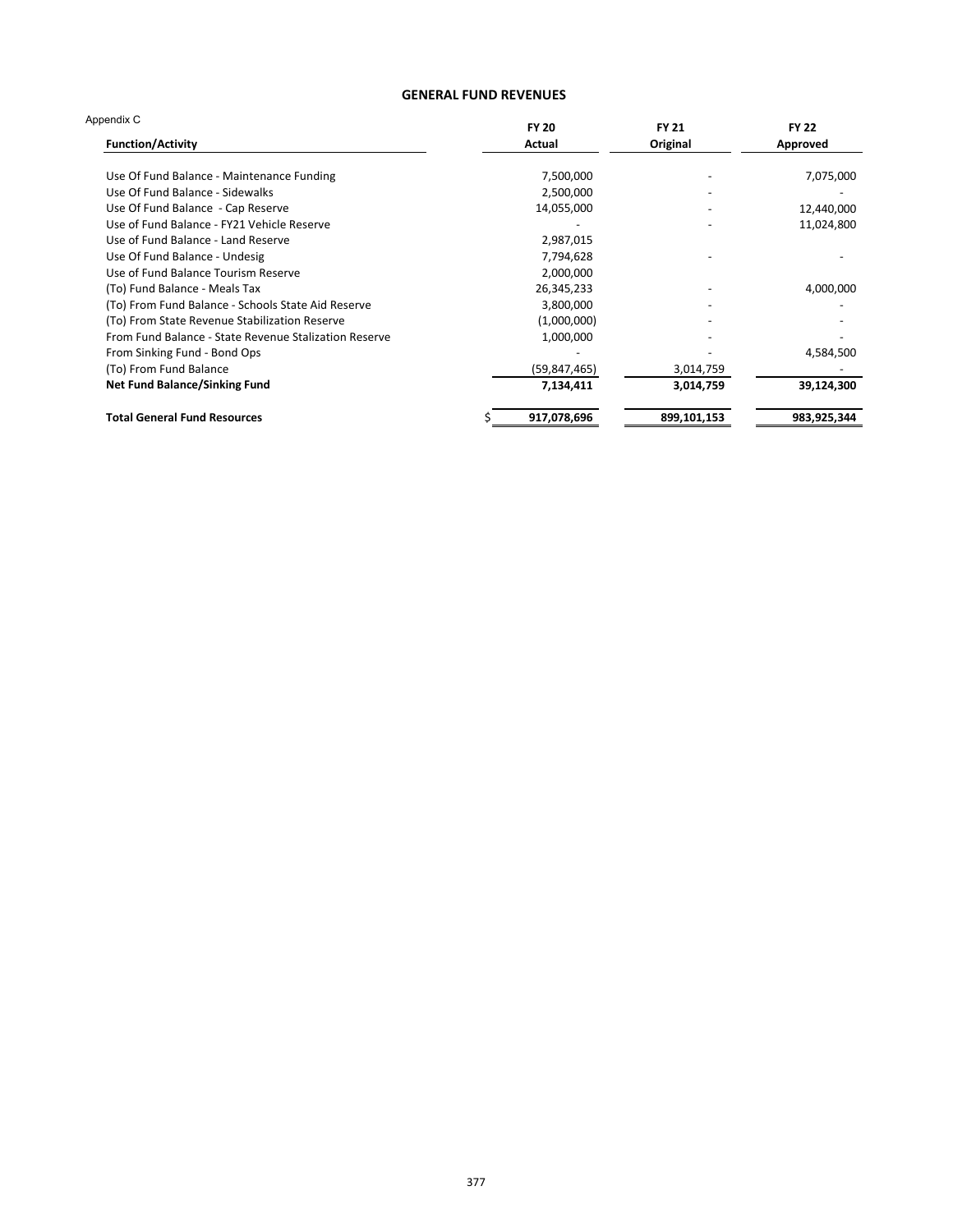## GENERAL FUND REVENUES

Appendix C

| Function/Activity | FY 20 Actual | FY 21 Original | FY 22 Approved |
|---|---|---|---|
| Use Of Fund Balance - Maintenance Funding | 7,500,000 | - | 7,075,000 |
| Use Of Fund Balance - Sidewalks | 2,500,000 | - | - |
| Use Of Fund Balance - Cap Reserve | 14,055,000 | - | 12,440,000 |
| Use of Fund Balance - FY21 Vehicle Reserve | - | - | 11,024,800 |
| Use of Fund Balance - Land Reserve | 2,987,015 | | |
| Use Of Fund Balance - Undesig | 7,794,628 | - | - |
| Use of Fund Balance Tourism Reserve | 2,000,000 | | |
| (To) Fund Balance - Meals Tax | 26,345,233 | - | 4,000,000 |
| (To) From Fund Balance - Schools State Aid Reserve | 3,800,000 | - | - |
| (To) From State Revenue Stabilization Reserve | (1,000,000) | - | - |
| From Fund Balance - State Revenue Stalization Reserve | 1,000,000 | - | - |
| From Sinking Fund - Bond Ops | - | - | 4,584,500 |
| (To) From Fund Balance | (59,847,465) | 3,014,759 | - |
| **Net Fund Balance/Sinking Fund** | **7,134,411** | **3,014,759** | **39,124,300** |
| **Total General Fund Resources** | **$ 917,078,696** | **899,101,153** | **983,925,344** |